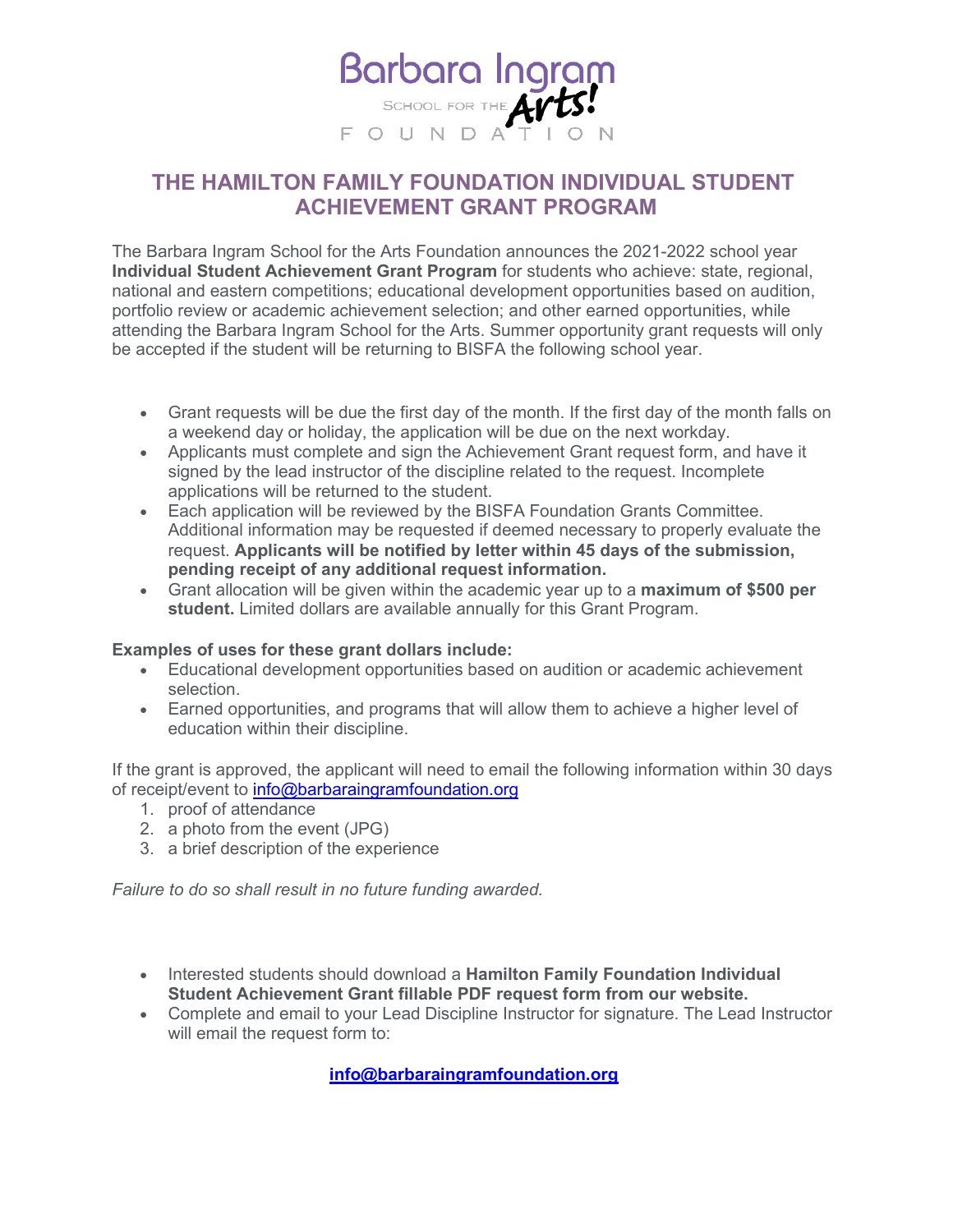Barbara Ingram School for the Arts! FOUNDATION

# THE HAMILTON FAMILY FOUNDATION INDIVIDUAL STUDENT ACHIEVEMENT GRANT PROGRAM

The Barbara Ingram School for the Arts Foundation announces the 2021-2022 school year **Individual Student Achievement Grant Program** for students who achieve: state, regional, national and eastern competitions; educational development opportunities based on audition, portfolio review or academic achievement selection; and other earned opportunities, while attending the Barbara Ingram School for the Arts. Summer opportunity grant requests will only be accepted if the student will be returning to BISFA the following school year.

- Grant requests will be due the first day of the month. If the first day of the month falls on a weekend day or holiday, the application will be due on the next workday.
- Applicants must complete and sign the Achievement Grant request form, and have it signed by the lead instructor of the discipline related to the request. Incomplete applications will be returned to the student.
- Each application will be reviewed by the BISFA Foundation Grants Committee. Additional information may be requested if deemed necessary to properly evaluate the request. **Applicants will be notified by letter within 45 days of the submission, pending receipt of any additional request information.**
- Grant allocation will be given within the academic year up to a **maximum of $500 per student.** Limited dollars are available annually for this Grant Program.

**Examples of uses for these grant dollars include:**

- Educational development opportunities based on audition or academic achievement selection.
- Earned opportunities, and programs that will allow them to achieve a higher level of education within their discipline.

If the grant is approved, the applicant will need to email the following information within 30 days of receipt/event to info@barbaraingramfoundation.org

1. proof of attendance
2. a photo from the event (JPG)
3. a brief description of the experience

*Failure to do so shall result in no future funding awarded.*

- Interested students should download a **Hamilton Family Foundation Individual Student Achievement Grant fillable PDF request form from our website.**
- Complete and email to your Lead Discipline Instructor for signature. The Lead Instructor will email the request form to:

**info@barbaraingramfoundation.org**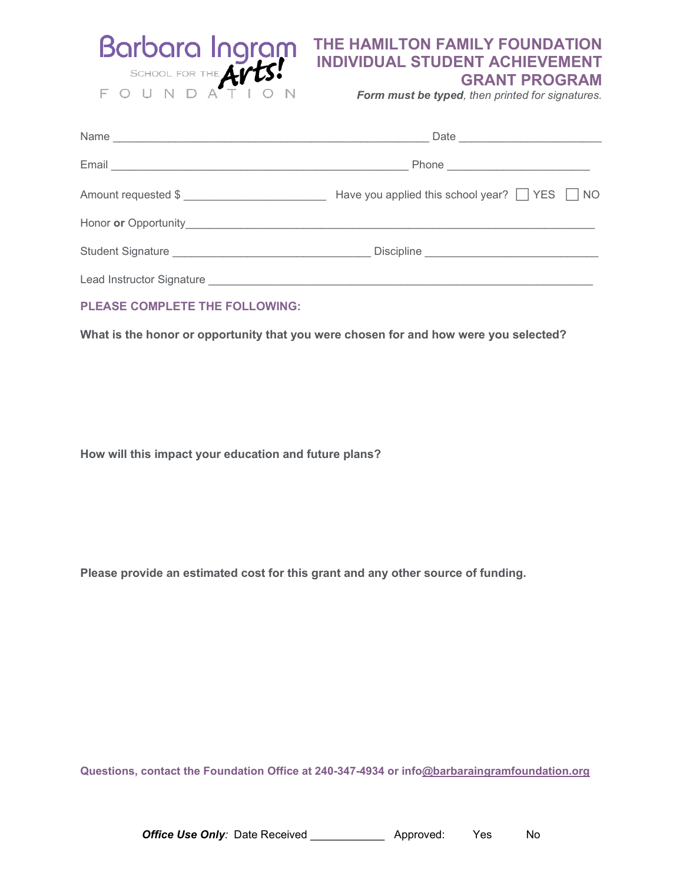Barbara Ingram SCHOOL FOR THE Arts! FOUNDATION

# THE HAMILTON FAMILY FOUNDATION INDIVIDUAL STUDENT ACHIEVEMENT GRANT PROGRAM

***Form must be typed**, then printed for signatures.*

Name ____________________________________________________ Date ______________________

Email ________________________________________________ Phone ______________________

Amount requested $ ______________________ Have you applied this school year? ☐ YES ☐ NO

Honor **or** Opportunity_________________________________________________________________

Student Signature ______________________________ Discipline __________________________

Lead Instructor Signature ____________________________________________________________

**PLEASE COMPLETE THE FOLLOWING:**

**What is the honor or opportunity that you were chosen for and how were you selected?**

**How will this impact your education and future plans?**

**Please provide an estimated cost for this grant and any other source of funding.**

**Questions, contact the Foundation Office at 240-347-4934 or info@barbaraingramfoundation.org**

***Office Use Only**:* Date Received ___________ Approved: Yes No